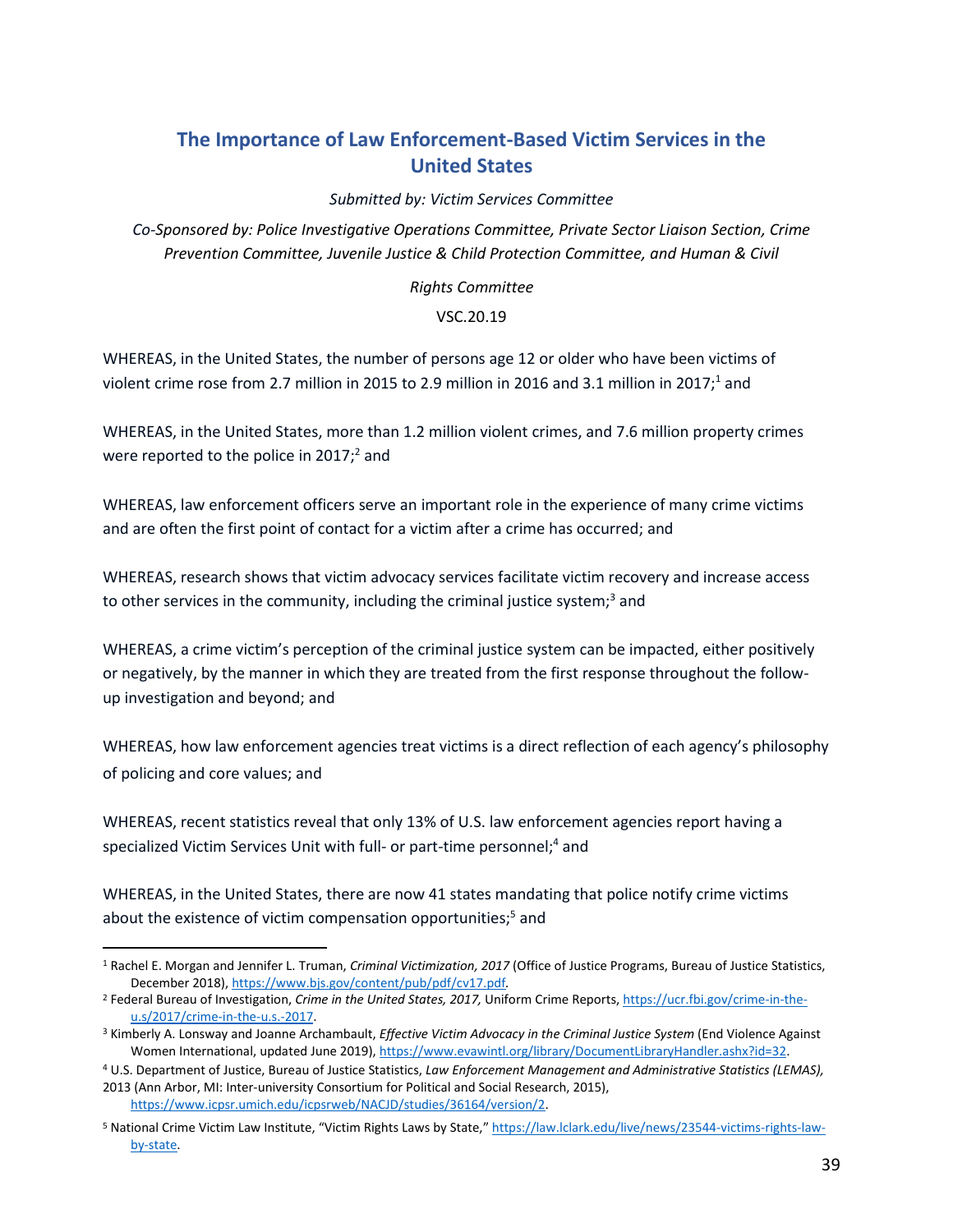# The Importance of Law Enforcement-Based Victim Services in the United States

*Submitted by: Victim Services Committee*

*Co-Sponsored by: Police Investigative Operations Committee, Private Sector Liaison Section, Crime Prevention Committee, Juvenile Justice & Child Protection Committee, and Human & Civil Rights Committee*

VSC.20.19

WHEREAS, in the United States, the number of persons age 12 or older who have been victims of violent crime rose from 2.7 million in 2015 to 2.9 million in 2016 and 3.1 million in 2017;[1] and

WHEREAS, in the United States, more than 1.2 million violent crimes, and 7.6 million property crimes were reported to the police in 2017;[2] and

WHEREAS, law enforcement officers serve an important role in the experience of many crime victims and are often the first point of contact for a victim after a crime has occurred; and

WHEREAS, research shows that victim advocacy services facilitate victim recovery and increase access to other services in the community, including the criminal justice system;[3] and

WHEREAS, a crime victim's perception of the criminal justice system can be impacted, either positively or negatively, by the manner in which they are treated from the first response throughout the follow-up investigation and beyond; and

WHEREAS, how law enforcement agencies treat victims is a direct reflection of each agency's philosophy of policing and core values; and

WHEREAS, recent statistics reveal that only 13% of U.S. law enforcement agencies report having a specialized Victim Services Unit with full- or part-time personnel;[4] and

WHEREAS, in the United States, there are now 41 states mandating that police notify crime victims about the existence of victim compensation opportunities;[5] and

---

[1] Rachel E. Morgan and Jennifer L. Truman, *Criminal Victimization, 2017* (Office of Justice Programs, Bureau of Justice Statistics, December 2018), https://www.bjs.gov/content/pub/pdf/cv17.pdf.

[2] Federal Bureau of Investigation, *Crime in the United States, 2017,* Uniform Crime Reports, https://ucr.fbi.gov/crime-in-the-u.s/2017/crime-in-the-u.s.-2017.

[3] Kimberly A. Lonsway and Joanne Archambault, *Effective Victim Advocacy in the Criminal Justice System* (End Violence Against Women International, updated June 2019), https://www.evawintl.org/library/DocumentLibraryHandler.ashx?id=32.

[4] U.S. Department of Justice, Bureau of Justice Statistics, *Law Enforcement Management and Administrative Statistics (LEMAS),* 2013 (Ann Arbor, MI: Inter-university Consortium for Political and Social Research, 2015), https://www.icpsr.umich.edu/icpsrweb/NACJD/studies/36164/version/2.

[5] National Crime Victim Law Institute, "Victim Rights Laws by State," https://law.lclark.edu/live/news/23544-victims-rights-law-by-state.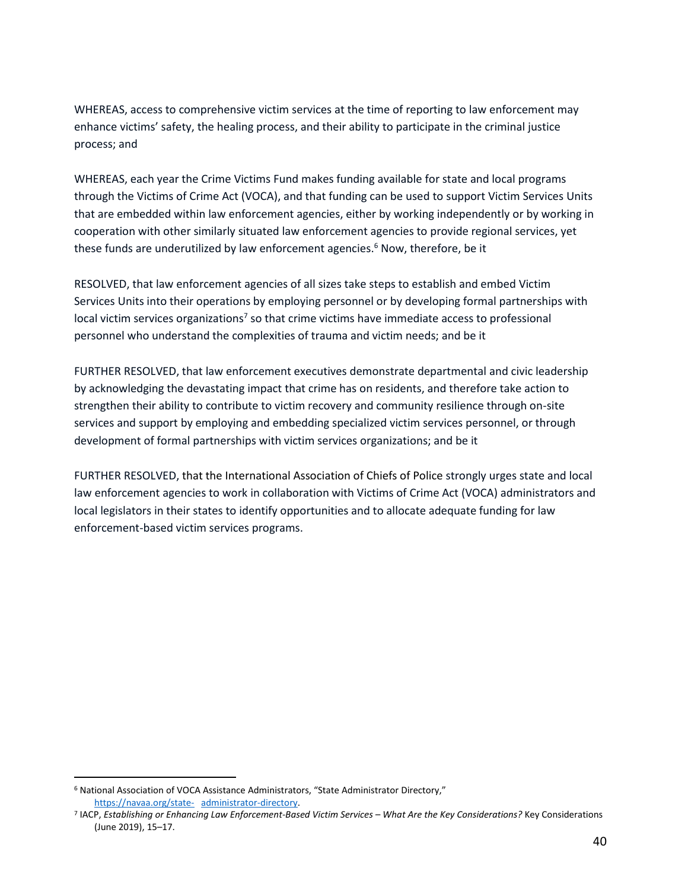WHEREAS, access to comprehensive victim services at the time of reporting to law enforcement may enhance victims' safety, the healing process, and their ability to participate in the criminal justice process; and

WHEREAS, each year the Crime Victims Fund makes funding available for state and local programs through the Victims of Crime Act (VOCA), and that funding can be used to support Victim Services Units that are embedded within law enforcement agencies, either by working independently or by working in cooperation with other similarly situated law enforcement agencies to provide regional services, yet these funds are underutilized by law enforcement agencies.[6] Now, therefore, be it

RESOLVED, that law enforcement agencies of all sizes take steps to establish and embed Victim Services Units into their operations by employing personnel or by developing formal partnerships with local victim services organizations[7] so that crime victims have immediate access to professional personnel who understand the complexities of trauma and victim needs; and be it

FURTHER RESOLVED, that law enforcement executives demonstrate departmental and civic leadership by acknowledging the devastating impact that crime has on residents, and therefore take action to strengthen their ability to contribute to victim recovery and community resilience through on-site services and support by employing and embedding specialized victim services personnel, or through development of formal partnerships with victim services organizations; and be it

FURTHER RESOLVED, that the International Association of Chiefs of Police strongly urges state and local law enforcement agencies to work in collaboration with Victims of Crime Act (VOCA) administrators and local legislators in their states to identify opportunities and to allocate adequate funding for law enforcement-based victim services programs.

---

[6] National Association of VOCA Assistance Administrators, "State Administrator Directory," https://navaa.org/state-administrator-directory.

[7] IACP, *Establishing or Enhancing Law Enforcement-Based Victim Services – What Are the Key Considerations?* Key Considerations (June 2019), 15–17.